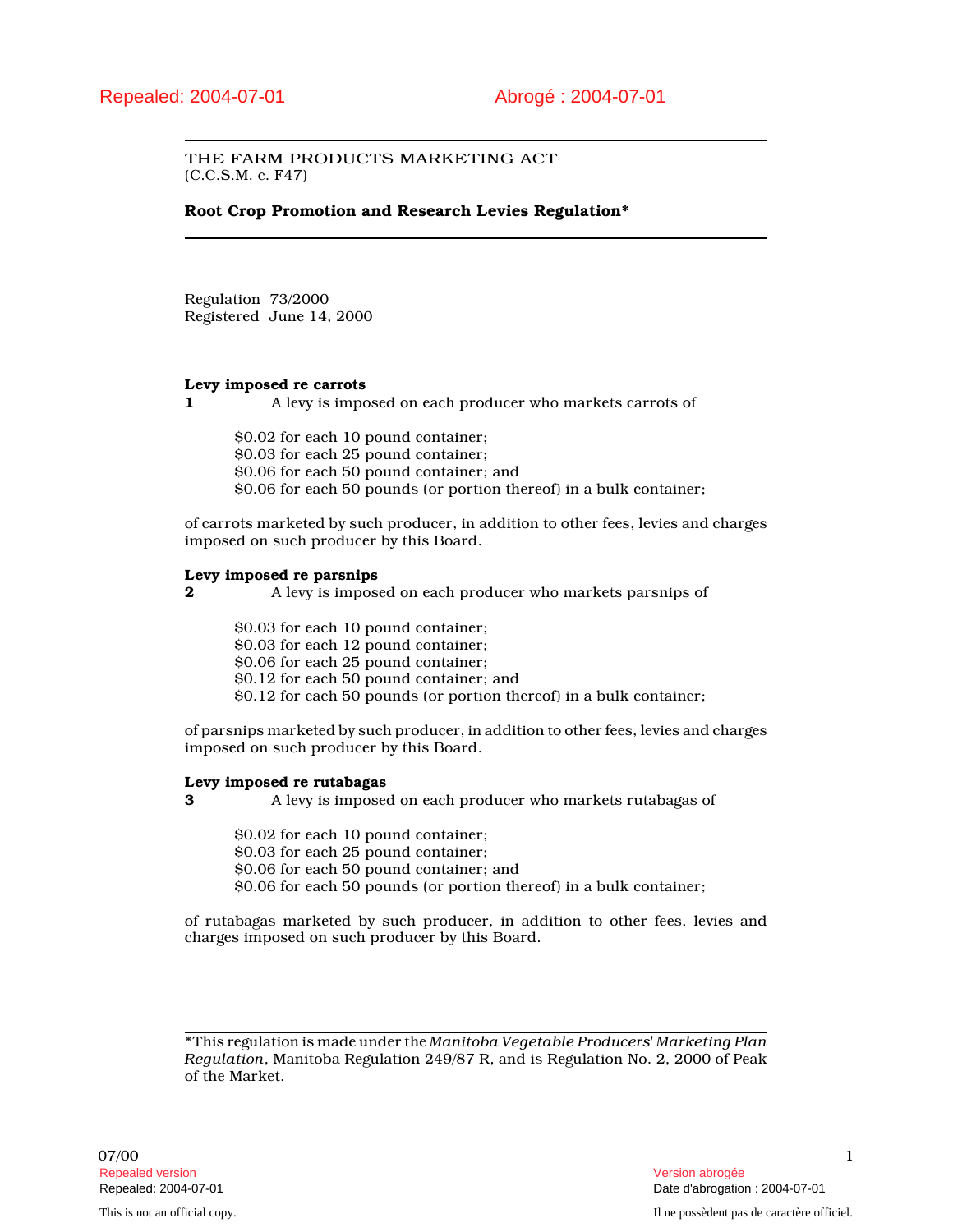Repealed: 2004-07-01 Abrogé : 2004-07-01

THE FARM PRODUCTS MARKETING ACT
(C.C.S.M. c. F47)

**Root Crop Promotion and Research Levies Regulation***

Regulation 73/2000
Registered June 14, 2000

**Levy imposed re carrots**

**1** A levy is imposed on each producer who markets carrots of

$0.02 for each 10 pound container;
$0.03 for each 25 pound container;
$0.06 for each 50 pound container; and
$0.06 for each 50 pounds (or portion thereof) in a bulk container;

of carrots marketed by such producer, in addition to other fees, levies and charges imposed on such producer by this Board.

**Levy imposed re parsnips**

**2** A levy is imposed on each producer who markets parsnips of

$0.03 for each 10 pound container;
$0.03 for each 12 pound container;
$0.06 for each 25 pound container;
$0.12 for each 50 pound container; and
$0.12 for each 50 pounds (or portion thereof) in a bulk container;

of parsnips marketed by such producer, in addition to other fees, levies and charges imposed on such producer by this Board.

**Levy imposed re rutabagas**

**3** A levy is imposed on each producer who markets rutabagas of

$0.02 for each 10 pound container;
$0.03 for each 25 pound container;
$0.06 for each 50 pound container; and
$0.06 for each 50 pounds (or portion thereof) in a bulk container;

of rutabagas marketed by such producer, in addition to other fees, levies and charges imposed on such producer by this Board.

*This regulation is made under the *Manitoba Vegetable Producers' Marketing Plan Regulation*, Manitoba Regulation 249/87 R, and is Regulation No. 2, 2000 of Peak of the Market.

07/00

Repealed version
Repealed: 2004-07-01

Version abrogée
Date d'abrogation : 2004-07-01

This is not an official copy.

Il ne possèdent pas de caractère officiel.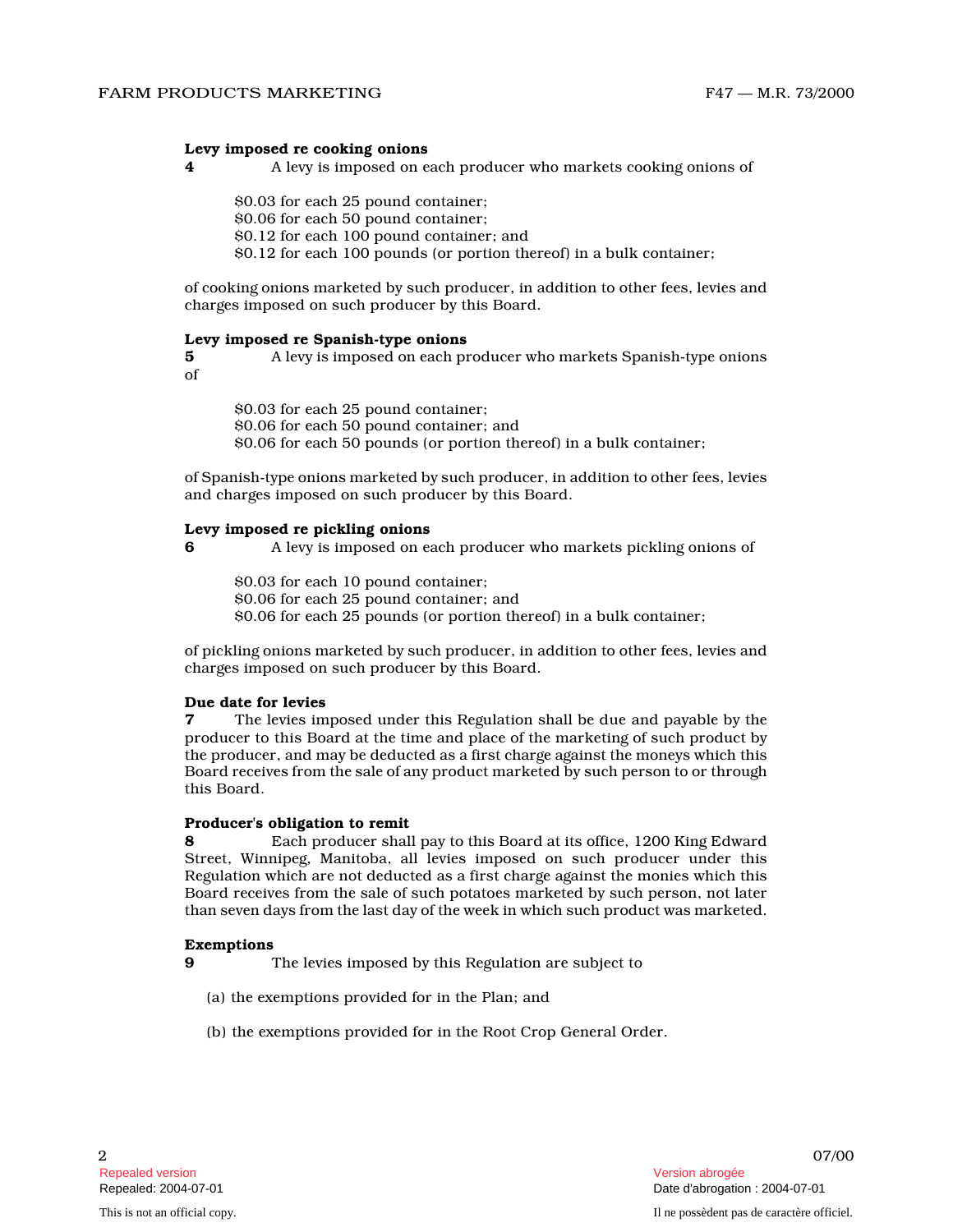**Levy imposed re cooking onions**

**4** A levy is imposed on each producer who markets cooking onions of

$0.03 for each 25 pound container;
$0.06 for each 50 pound container;
$0.12 for each 100 pound container; and
$0.12 for each 100 pounds (or portion thereof) in a bulk container;

of cooking onions marketed by such producer, in addition to other fees, levies and charges imposed on such producer by this Board.

**Levy imposed re Spanish-type onions**

**5** A levy is imposed on each producer who markets Spanish-type onions of

$0.03 for each 25 pound container;
$0.06 for each 50 pound container; and
$0.06 for each 50 pounds (or portion thereof) in a bulk container;

of Spanish-type onions marketed by such producer, in addition to other fees, levies and charges imposed on such producer by this Board.

**Levy imposed re pickling onions**

**6** A levy is imposed on each producer who markets pickling onions of

$0.03 for each 10 pound container;
$0.06 for each 25 pound container; and
$0.06 for each 25 pounds (or portion thereof) in a bulk container;

of pickling onions marketed by such producer, in addition to other fees, levies and charges imposed on such producer by this Board.

**Due date for levies**

**7** The levies imposed under this Regulation shall be due and payable by the producer to this Board at the time and place of the marketing of such product by the producer, and may be deducted as a first charge against the moneys which this Board receives from the sale of any product marketed by such person to or through this Board.

**Producer's obligation to remit**

**8** Each producer shall pay to this Board at its office, 1200 King Edward Street, Winnipeg, Manitoba, all levies imposed on such producer under this Regulation which are not deducted as a first charge against the monies which this Board receives from the sale of such potatoes marketed by such person, not later than seven days from the last day of the week in which such product was marketed.

**Exemptions**

**9** The levies imposed by this Regulation are subject to

(a) the exemptions provided for in the Plan; and

(b) the exemptions provided for in the Root Crop General Order.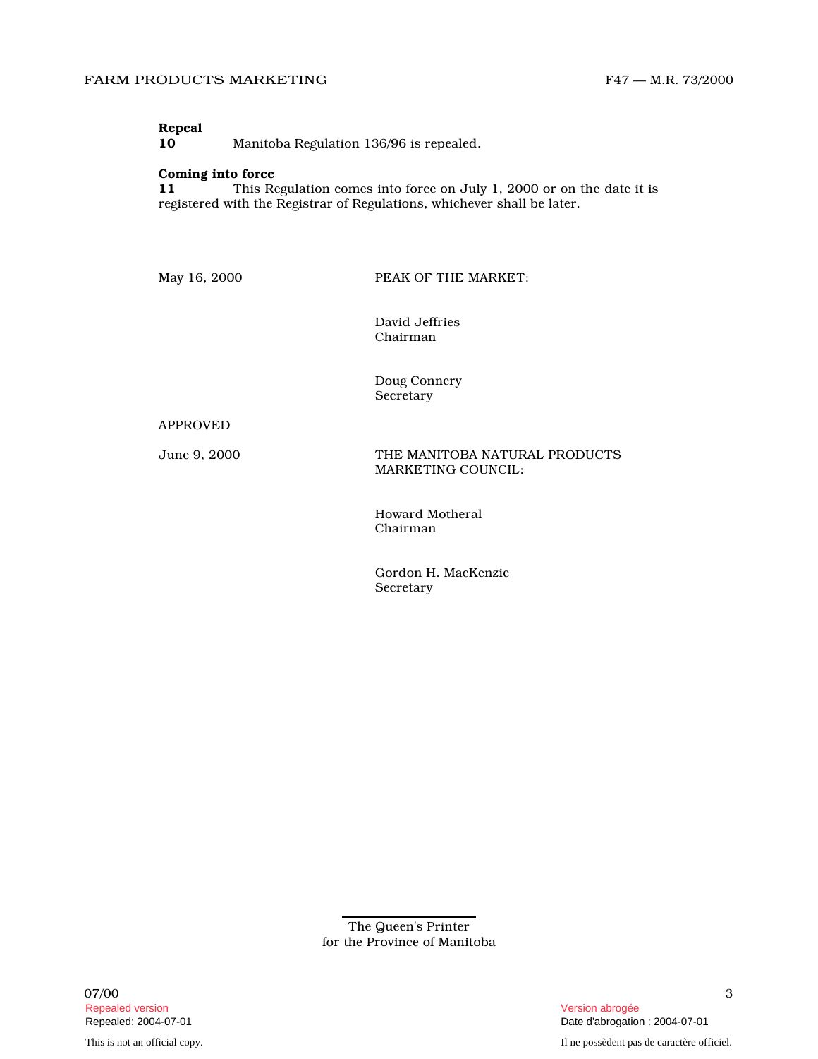**Repeal**

**10** Manitoba Regulation 136/96 is repealed.

**Coming into force**

**11** This Regulation comes into force on July 1, 2000 or on the date it is registered with the Registrar of Regulations, whichever shall be later.

May 16, 2000

PEAK OF THE MARKET:

David Jeffries
Chairman

Doug Connery
Secretary

APPROVED

June 9, 2000

THE MANITOBA NATURAL PRODUCTS MARKETING COUNCIL:

Howard Motheral
Chairman

Gordon H. MacKenzie
Secretary

The Queen's Printer
for the Province of Manitoba

Repealed version
Repealed: 2004-07-01

Version abrogée
Date d'abrogation : 2004-07-01

This is not an official copy.

Il ne possèdent pas de caractère officiel.